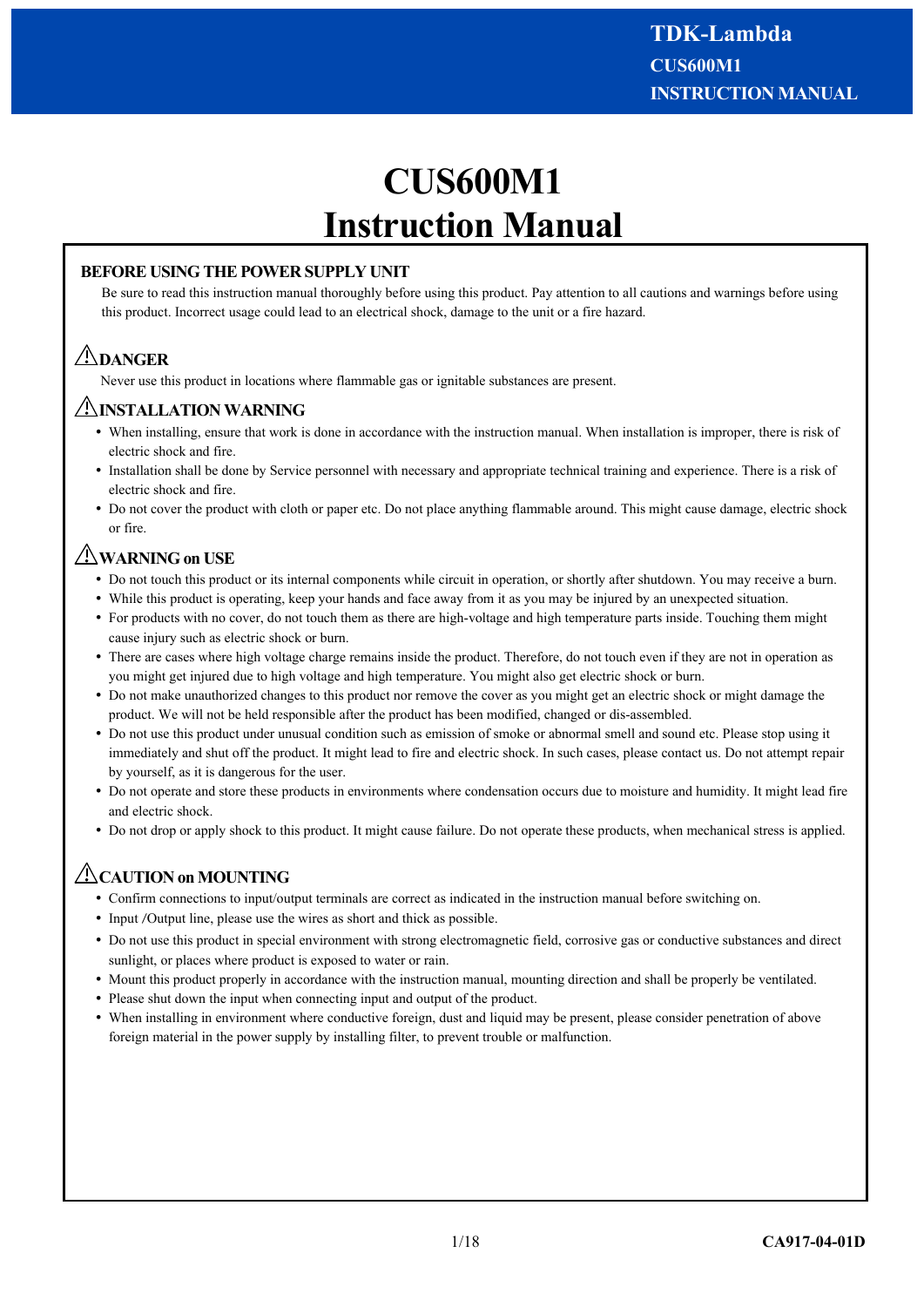# CUS600M1
# Instruction Manual

## BEFORE USING THE POWER SUPPLY UNIT

Be sure to read this instruction manual thoroughly before using this product. Pay attention to all cautions and warnings before using this product. Incorrect usage could lead to an electrical shock, damage to the unit or a fire hazard.

## ⚠DANGER

Never use this product in locations where flammable gas or ignitable substances are present.

## ⚠INSTALLATION WARNING

- When installing, ensure that work is done in accordance with the instruction manual. When installation is improper, there is risk of electric shock and fire.
- Installation shall be done by Service personnel with necessary and appropriate technical training and experience. There is a risk of electric shock and fire.
- Do not cover the product with cloth or paper etc. Do not place anything flammable around. This might cause damage, electric shock or fire.

## ⚠WARNING on USE

- Do not touch this product or its internal components while circuit in operation, or shortly after shutdown. You may receive a burn.
- While this product is operating, keep your hands and face away from it as you may be injured by an unexpected situation.
- For products with no cover, do not touch them as there are high-voltage and high temperature parts inside. Touching them might cause injury such as electric shock or burn.
- There are cases where high voltage charge remains inside the product. Therefore, do not touch even if they are not in operation as you might get injured due to high voltage and high temperature. You might also get electric shock or burn.
- Do not make unauthorized changes to this product nor remove the cover as you might get an electric shock or might damage the product. We will not be held responsible after the product has been modified, changed or dis-assembled.
- Do not use this product under unusual condition such as emission of smoke or abnormal smell and sound etc. Please stop using it immediately and shut off the product. It might lead to fire and electric shock. In such cases, please contact us. Do not attempt repair by yourself, as it is dangerous for the user.
- Do not operate and store these products in environments where condensation occurs due to moisture and humidity. It might lead fire and electric shock.
- Do not drop or apply shock to this product. It might cause failure. Do not operate these products, when mechanical stress is applied.

## ⚠CAUTION on MOUNTING

- Confirm connections to input/output terminals are correct as indicated in the instruction manual before switching on.
- Input /Output line, please use the wires as short and thick as possible.
- Do not use this product in special environment with strong electromagnetic field, corrosive gas or conductive substances and direct sunlight, or places where product is exposed to water or rain.
- Mount this product properly in accordance with the instruction manual, mounting direction and shall be properly be ventilated.
- Please shut down the input when connecting input and output of the product.
- When installing in environment where conductive foreign, dust and liquid may be present, please consider penetration of above foreign material in the power supply by installing filter, to prevent trouble or malfunction.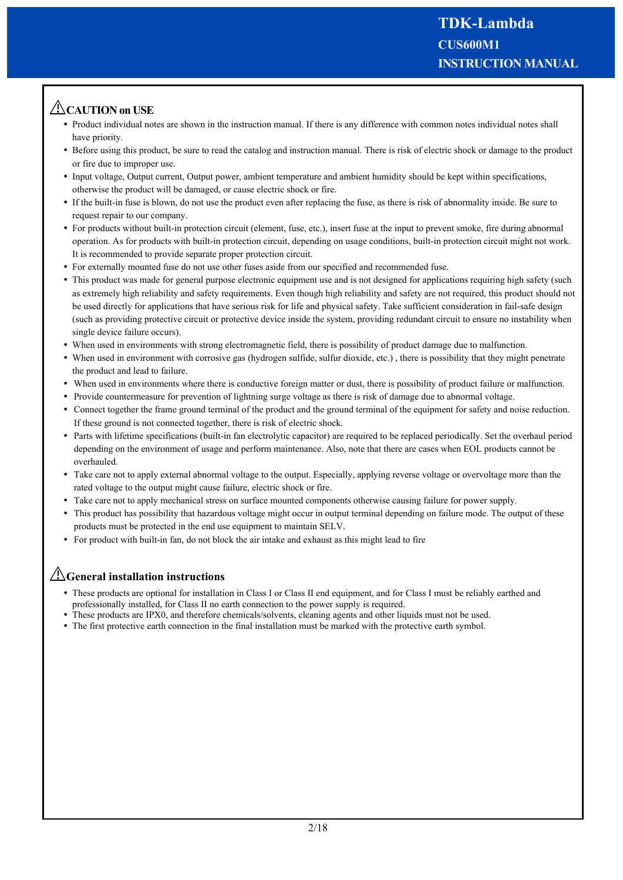## ⚠CAUTION on USE

- Product individual notes are shown in the instruction manual. If there is any difference with common notes individual notes shall have priority.
- Before using this product, be sure to read the catalog and instruction manual. There is risk of electric shock or damage to the product or fire due to improper use.
- Input voltage, Output current, Output power, ambient temperature and ambient humidity should be kept within specifications, otherwise the product will be damaged, or cause electric shock or fire.
- If the built-in fuse is blown, do not use the product even after replacing the fuse, as there is risk of abnormality inside. Be sure to request repair to our company.
- For products without built-in protection circuit (element, fuse, etc.), insert fuse at the input to prevent smoke, fire during abnormal operation. As for products with built-in protection circuit, depending on usage conditions, built-in protection circuit might not work. It is recommended to provide separate proper protection circuit.
- For externally mounted fuse do not use other fuses aside from our specified and recommended fuse.
- This product was made for general purpose electronic equipment use and is not designed for applications requiring high safety (such as extremely high reliability and safety requirements. Even though high reliability and safety are not required, this product should not be used directly for applications that have serious risk for life and physical safety. Take sufficient consideration in fail-safe design (such as providing protective circuit or protective device inside the system, providing redundant circuit to ensure no instability when single device failure occurs).
- When used in environments with strong electromagnetic field, there is possibility of product damage due to malfunction.
- When used in environment with corrosive gas (hydrogen sulfide, sulfur dioxide, etc.) , there is possibility that they might penetrate the product and lead to failure.
- When used in environments where there is conductive foreign matter or dust, there is possibility of product failure or malfunction.
- Provide countermeasure for prevention of lightning surge voltage as there is risk of damage due to abnormal voltage.
- Connect together the frame ground terminal of the product and the ground terminal of the equipment for safety and noise reduction. If these ground is not connected together, there is risk of electric shock.
- Parts with lifetime specifications (built-in fan electrolytic capacitor) are required to be replaced periodically. Set the overhaul period depending on the environment of usage and perform maintenance. Also, note that there are cases when EOL products cannot be overhauled.
- Take care not to apply external abnormal voltage to the output. Especially, applying reverse voltage or overvoltage more than the rated voltage to the output might cause failure, electric shock or fire.
- Take care not to apply mechanical stress on surface mounted components otherwise causing failure for power supply.
- This product has possibility that hazardous voltage might occur in output terminal depending on failure mode. The output of these products must be protected in the end use equipment to maintain SELV.
- For product with built-in fan, do not block the air intake and exhaust as this might lead to fire

## ⚠General installation instructions

- These products are optional for installation in Class I or Class II end equipment, and for Class I must be reliably earthed and professionally installed, for Class II no earth connection to the power supply is required.
- These products are IPX0, and therefore chemicals/solvents, cleaning agents and other liquids must not be used.
- The first protective earth connection in the final installation must be marked with the protective earth symbol.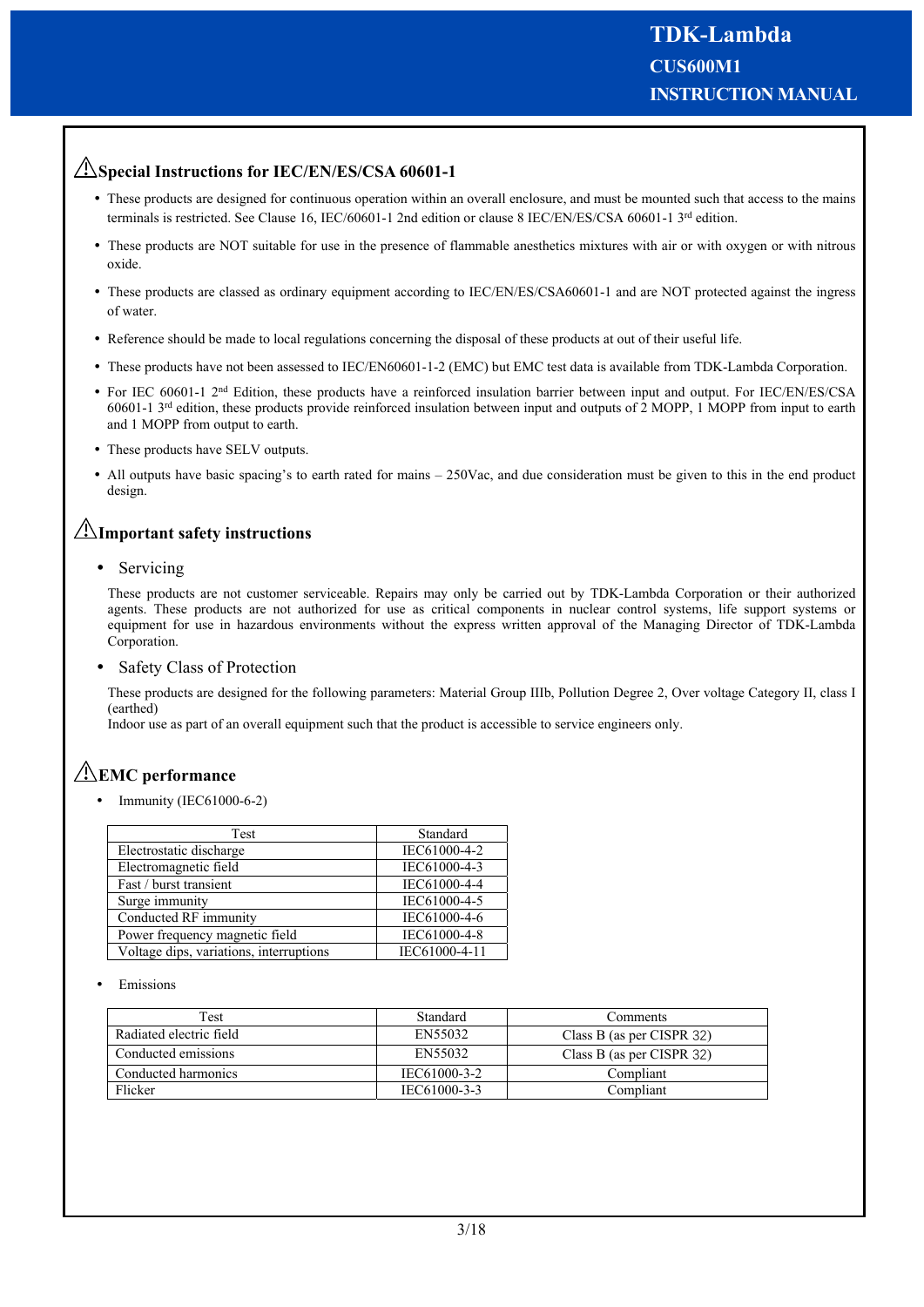## ⚠Special Instructions for IEC/EN/ES/CSA 60601-1

- These products are designed for continuous operation within an overall enclosure, and must be mounted such that access to the mains terminals is restricted. See Clause 16, IEC/60601-1 2nd edition or clause 8 IEC/EN/ES/CSA 60601-1 3rd edition.
- These products are NOT suitable for use in the presence of flammable anesthetics mixtures with air or with oxygen or with nitrous oxide.
- These products are classed as ordinary equipment according to IEC/EN/ES/CSA60601-1 and are NOT protected against the ingress of water.
- Reference should be made to local regulations concerning the disposal of these products at out of their useful life.
- These products have not been assessed to IEC/EN60601-1-2 (EMC) but EMC test data is available from TDK-Lambda Corporation.
- For IEC 60601-1 2nd Edition, these products have a reinforced insulation barrier between input and output. For IEC/EN/ES/CSA 60601-1 3rd edition, these products provide reinforced insulation between input and outputs of 2 MOPP, 1 MOPP from input to earth and 1 MOPP from output to earth.
- These products have SELV outputs.
- All outputs have basic spacing's to earth rated for mains – 250Vac, and due consideration must be given to this in the end product design.

## ⚠Important safety instructions

- Servicing

These products are not customer serviceable. Repairs may only be carried out by TDK-Lambda Corporation or their authorized agents. These products are not authorized for use as critical components in nuclear control systems, life support systems or equipment for use in hazardous environments without the express written approval of the Managing Director of TDK-Lambda Corporation.

- Safety Class of Protection

These products are designed for the following parameters: Material Group IIIb, Pollution Degree 2, Over voltage Category II, class I (earthed)
Indoor use as part of an overall equipment such that the product is accessible to service engineers only.

## ⚠EMC performance

- Immunity (IEC61000-6-2)

| Test | Standard |
|---|---|
| Electrostatic discharge | IEC61000-4-2 |
| Electromagnetic field | IEC61000-4-3 |
| Fast / burst transient | IEC61000-4-4 |
| Surge immunity | IEC61000-4-5 |
| Conducted RF immunity | IEC61000-4-6 |
| Power frequency magnetic field | IEC61000-4-8 |
| Voltage dips, variations, interruptions | IEC61000-4-11 |

- Emissions

| Test | Standard | Comments |
|---|---|---|
| Radiated electric field | EN55032 | Class B (as per CISPR 32) |
| Conducted emissions | EN55032 | Class B (as per CISPR 32) |
| Conducted harmonics | IEC61000-3-2 | Compliant |
| Flicker | IEC61000-3-3 | Compliant |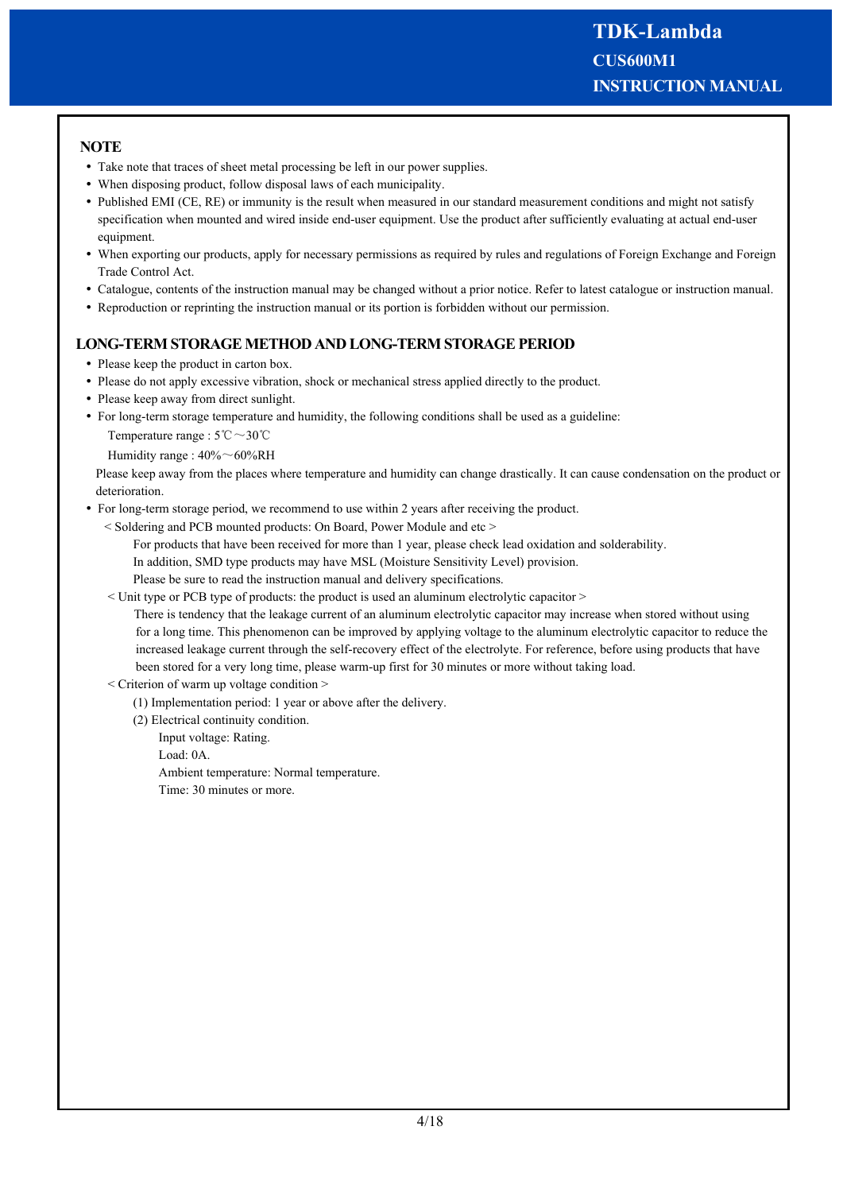## NOTE

- Take note that traces of sheet metal processing be left in our power supplies.
- When disposing product, follow disposal laws of each municipality.
- Published EMI (CE, RE) or immunity is the result when measured in our standard measurement conditions and might not satisfy specification when mounted and wired inside end-user equipment. Use the product after sufficiently evaluating at actual end-user equipment.
- When exporting our products, apply for necessary permissions as required by rules and regulations of Foreign Exchange and Foreign Trade Control Act.
- Catalogue, contents of the instruction manual may be changed without a prior notice. Refer to latest catalogue or instruction manual.
- Reproduction or reprinting the instruction manual or its portion is forbidden without our permission.

## LONG-TERM STORAGE METHOD AND LONG-TERM STORAGE PERIOD

- Please keep the product in carton box.
- Please do not apply excessive vibration, shock or mechanical stress applied directly to the product.
- Please keep away from direct sunlight.
- For long-term storage temperature and humidity, the following conditions shall be used as a guideline:

  Temperature range : 5℃～30℃

  Humidity range : 40%～60%RH

  Please keep away from the places where temperature and humidity can change drastically. It can cause condensation on the product or deterioration.
- For long-term storage period, we recommend to use within 2 years after receiving the product.

  < Soldering and PCB mounted products: On Board, Power Module and etc >

  For products that have been received for more than 1 year, please check lead oxidation and solderability.
  In addition, SMD type products may have MSL (Moisture Sensitivity Level) provision.
  Please be sure to read the instruction manual and delivery specifications.

  < Unit type or PCB type of products: the product is used an aluminum electrolytic capacitor >

  There is tendency that the leakage current of an aluminum electrolytic capacitor may increase when stored without using for a long time. This phenomenon can be improved by applying voltage to the aluminum electrolytic capacitor to reduce the increased leakage current through the self-recovery effect of the electrolyte. For reference, before using products that have been stored for a very long time, please warm-up first for 30 minutes or more without taking load.

  < Criterion of warm up voltage condition >

  (1) Implementation period: 1 year or above after the delivery.

  (2) Electrical continuity condition.

  Input voltage: Rating.
  Load: 0A.
  Ambient temperature: Normal temperature.
  Time: 30 minutes or more.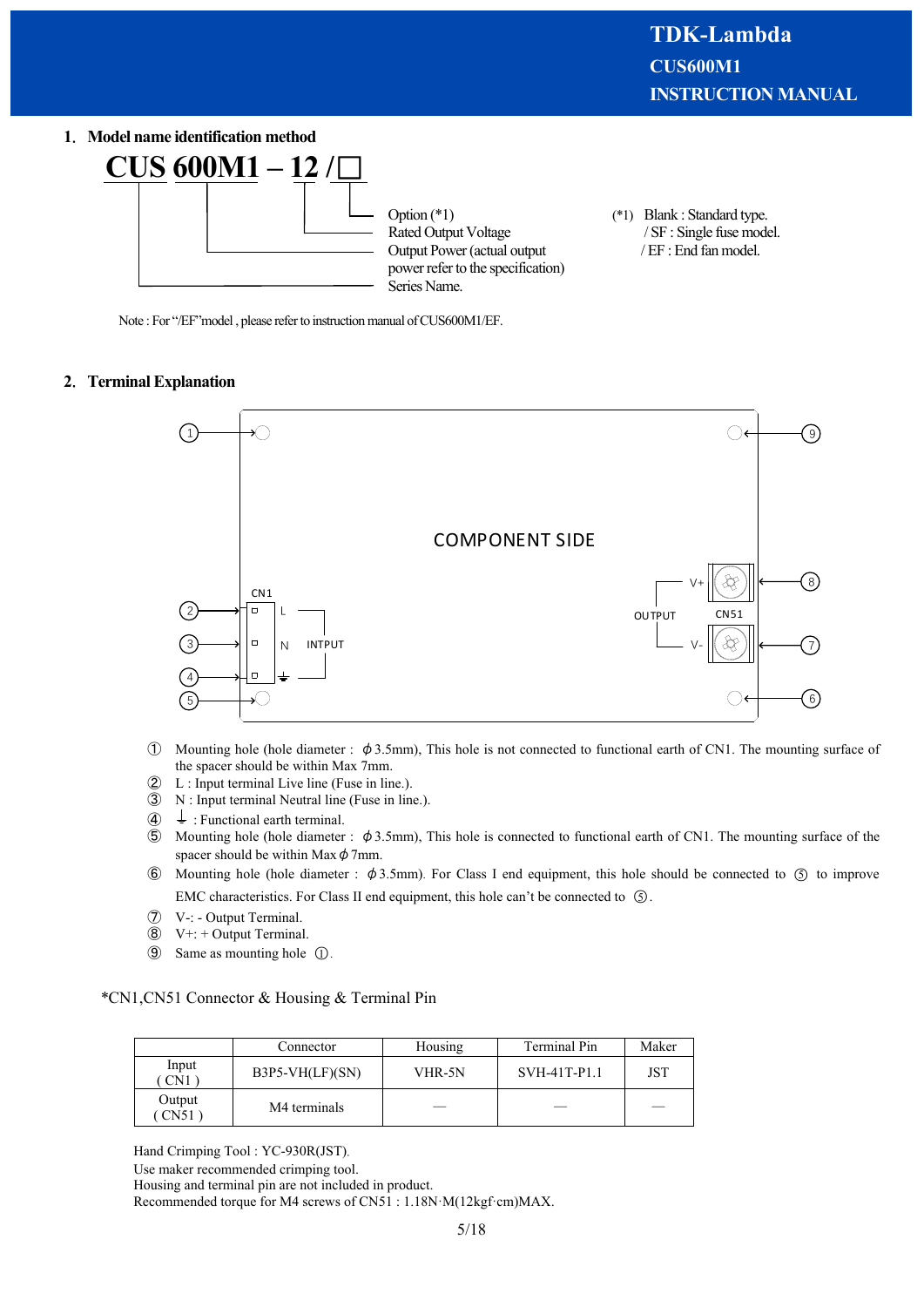## 1. Model name identification method

CUS 600M1 – 12 /□

- Option (*1)
- Rated Output Voltage
- Output Power (actual output power refer to the specification)
- Series Name.

(*1) Blank : Standard type.
/ SF : Single fuse model.
/ EF : End fan model.

Note : For "/EF"model , please refer to instruction manual of CUS600M1/EF.

## 2. Terminal Explanation

COMPONENT SIDE

CN1

L

N

INTPUT

OUTPUT

V+

V-

CN51

① Mounting hole (hole diameter : ϕ3.5mm), This hole is not connected to functional earth of CN1. The mounting surface of the spacer should be within Max 7mm.

② L : Input terminal Live line (Fuse in line.).

③ N : Input terminal Neutral line (Fuse in line.).

④ ⏚ : Functional earth terminal.

⑤ Mounting hole (hole diameter : ϕ3.5mm), This hole is connected to functional earth of CN1. The mounting surface of the spacer should be within Max ϕ7mm.

⑥ Mounting hole (hole diameter : ϕ3.5mm). For Class I end equipment, this hole should be connected to ⑤ to improve EMC characteristics. For Class II end equipment, this hole can't be connected to ⑤.

⑦ V-: - Output Terminal.

⑧ V+: + Output Terminal.

⑨ Same as mounting hole ①.

*CN1,CN51 Connector & Housing & Terminal Pin

| | Connector | Housing | Terminal Pin | Maker |
|---|---|---|---|---|
| Input ( CN1 ) | B3P5-VH(LF)(SN) | VHR-5N | SVH-41T-P1.1 | JST |
| Output ( CN51 ) | M4 terminals | — | — | — |

Hand Crimping Tool : YC-930R(JST).
Use maker recommended crimping tool.
Housing and terminal pin are not included in product.
Recommended torque for M4 screws of CN51 : 1.18N·M(12kgf·cm)MAX.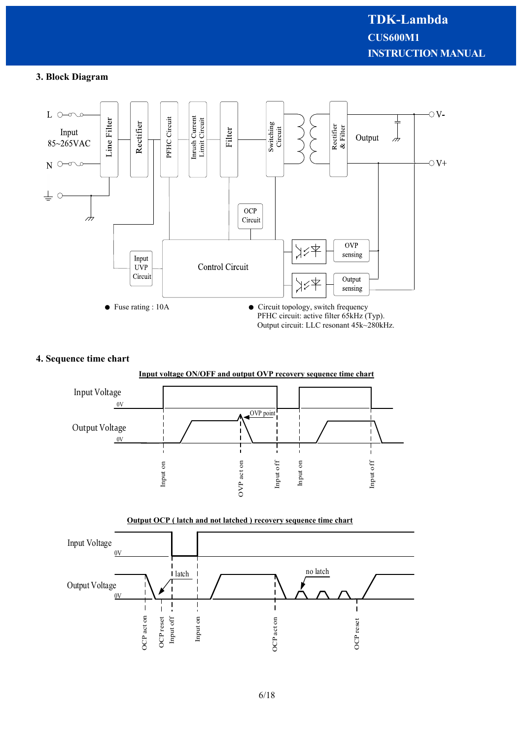## 3. Block Diagram

L

N

Input
85~265VAC

Line Filter

Rectifier

PFHC Circuit

Inrush Current Limit Circuit

Filter

Switching Circuit

Rectifier & Filter

Output

V-

V+

OCP Circuit

Input UVP Circuit

Control Circuit

OVP sensing

Output sensing

- Fuse rating : 10A
- Circuit topology, switch frequency
  PFHC circuit: active filter 65kHz (Typ).
  Output circuit: LLC resonant 45k~280kHz.

## 4. Sequence time chart

**Input voltage ON/OFF and output OVP recovery sequence time chart**

Input Voltage

0V

Output Voltage

0V

OVP point

Input on

OVP act on

Input off

Input on

Input off

**Output OCP ( latch and not latched ) recovery sequence time chart**

Input Voltage

0V

Output Voltage

0V

latch

no latch

OCP act on

OCP reset

Input off

Input on

OCP act on

OCP reset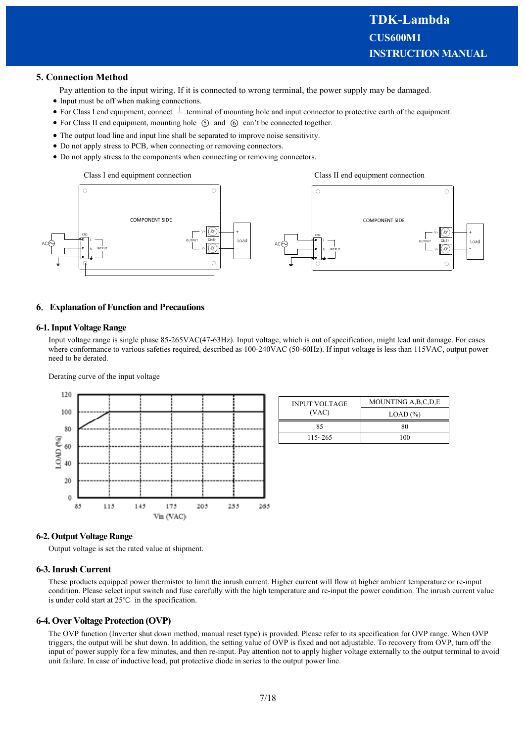## 5. Connection Method

Pay attention to the input wiring. If it is connected to wrong terminal, the power supply may be damaged.

- Input must be off when making connections.
- For Class I end equipment, connect ⏚ terminal of mounting hole and input connector to protective earth of the equipment.
- For Class II end equipment, mounting hole ⑤ and ⑥ can't be connected together.
- The output load line and input line shall be separated to improve noise sensitivity.
- Do not apply stress to PCB, when connecting or removing connectors.
- Do not apply stress to the components when connecting or removing connectors.

Class I end equipment connection

COMPONENT SIDE

AC
CN1
L
N
INTPUT
OUTPUT
V+
V-
CN51
+
Load
-

Class II end equipment connection

COMPONENT SIDE

AC
CN1
L
N
INTPUT
OUTPUT
V+
V-
CN51
+
Load
-

## 6. Explanation of Function and Precautions

### 6-1. Input Voltage Range

Input voltage range is single phase 85-265VAC(47-63Hz). Input voltage, which is out of specification, might lead unit damage. For cases where conformance to various safeties required, described as 100-240VAC (50-60Hz). If input voltage is less than 115VAC, output power need to be derated.

Derating curve of the input voltage

LOAD (%)
120
100
80
60
40
20
0
85
115
145
175
205
235
265
Vin (VAC)

| INPUT VOLTAGE (VAC) | MOUNTING A,B,C,D,E |
|---|---|
| | LOAD (%) |
| 85 | 80 |
| 115~265 | 100 |

### 6-2. Output Voltage Range

Output voltage is set the rated value at shipment.

### 6-3. Inrush Current

These products equipped power thermistor to limit the inrush current. Higher current will flow at higher ambient temperature or re-input condition. Please select input switch and fuse carefully with the high temperature and re-input the power condition. The inrush current value is under cold start at 25℃ in the specification.

### 6-4. Over Voltage Protection (OVP)

The OVP function (Inverter shut down method, manual reset type) is provided. Please refer to its specification for OVP range. When OVP triggers, the output will be shut down. In addition, the setting value of OVP is fixed and not adjustable. To recovery from OVP, turn off the input of power supply for a few minutes, and then re-input. Pay attention not to apply higher voltage externally to the output terminal to avoid unit failure. In case of inductive load, put protective diode in series to the output power line.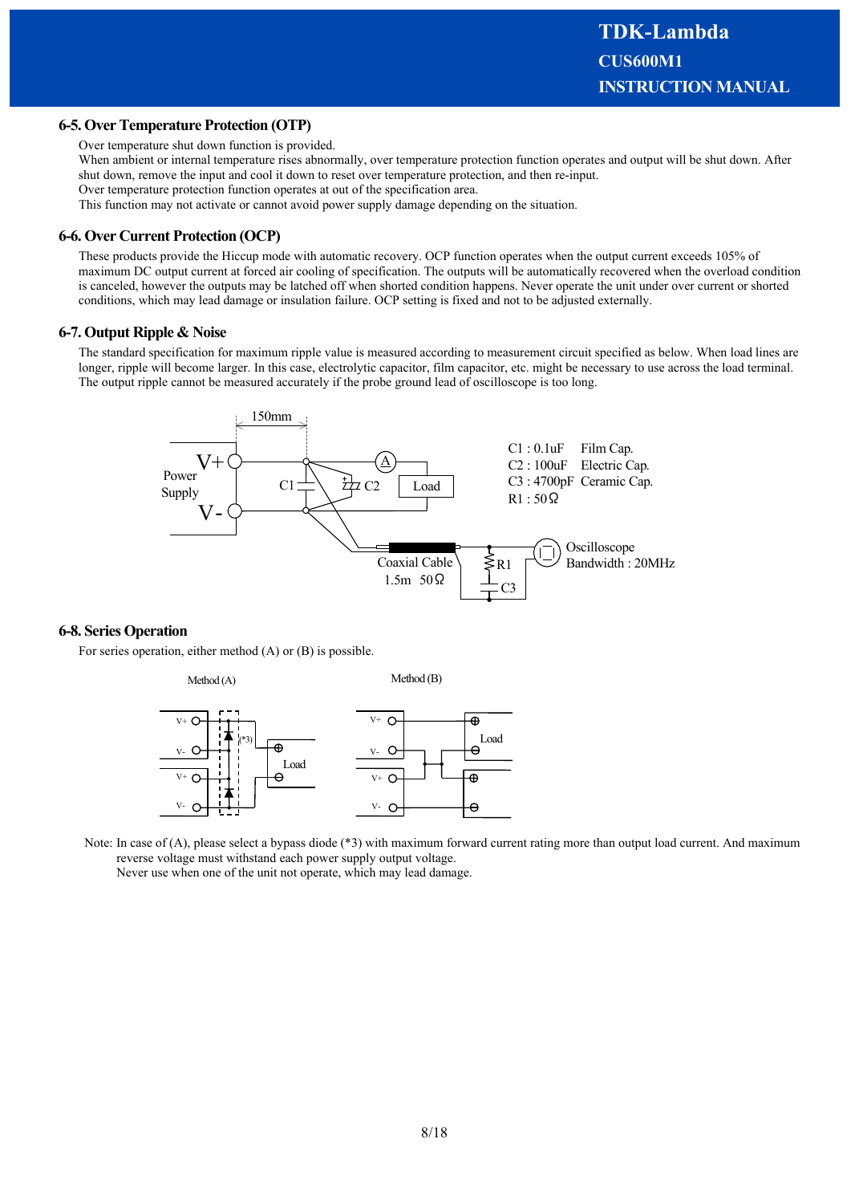### 6-5. Over Temperature Protection (OTP)

Over temperature shut down function is provided.
When ambient or internal temperature rises abnormally, over temperature protection function operates and output will be shut down. After shut down, remove the input and cool it down to reset over temperature protection, and then re-input.
Over temperature protection function operates at out of the specification area.
This function may not activate or cannot avoid power supply damage depending on the situation.

### 6-6. Over Current Protection (OCP)

These products provide the Hiccup mode with automatic recovery. OCP function operates when the output current exceeds 105% of maximum DC output current at forced air cooling of specification. The outputs will be automatically recovered when the overload condition is canceled, however the outputs may be latched off when shorted condition happens. Never operate the unit under over current or shorted conditions, which may lead damage or insulation failure. OCP setting is fixed and not to be adjusted externally.

### 6-7. Output Ripple & Noise

The standard specification for maximum ripple value is measured according to measurement circuit specified as below. When load lines are longer, ripple will become larger. In this case, electrolytic capacitor, film capacitor, etc. might be necessary to use across the load terminal. The output ripple cannot be measured accurately if the probe ground lead of oscilloscope is too long.

150mm
Power Supply
V+
V-
C1
C2
A
Load
Coaxial Cable
1.5m 50Ω
R1
C3
Oscilloscope
Bandwidth : 20MHz

C1 : 0.1uF Film Cap.
C2 : 100uF Electric Cap.
C3 : 4700pF Ceramic Cap.
R1 : 50Ω

### 6-8. Series Operation

For series operation, either method (A) or (B) is possible.

Method (A)
V+
V-
V+
V-
(*3)
Load

Method (B)
V+
V-
V+
V-
Load

Note: In case of (A), please select a bypass diode (*3) with maximum forward current rating more than output load current. And maximum reverse voltage must withstand each power supply output voltage.
Never use when one of the unit not operate, which may lead damage.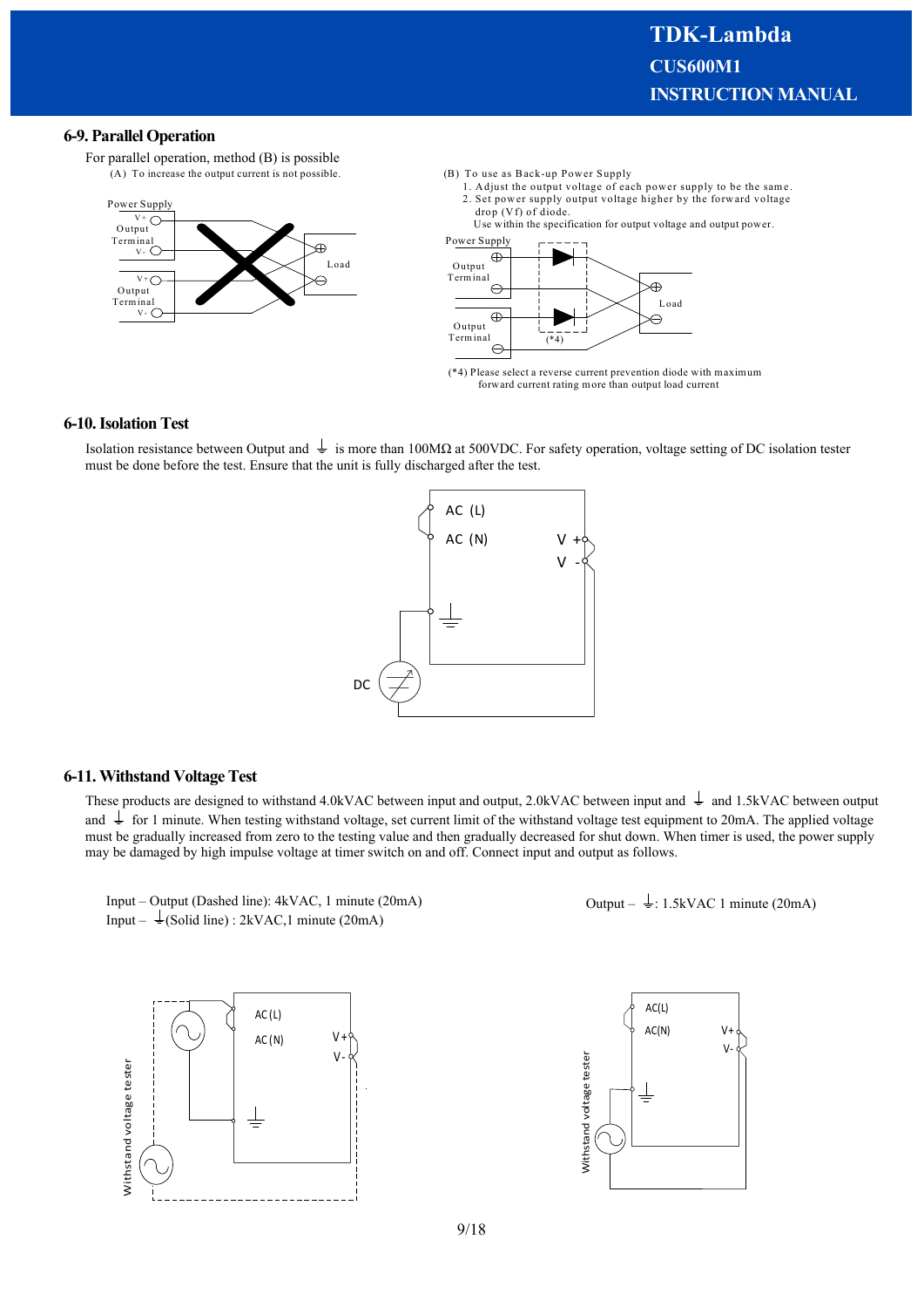## 6-9. Parallel Operation

For parallel operation, method (B) is possible

(A) To increase the output current is not possible.

(B) To use as Back-up Power Supply

1. Adjust the output voltage of each power supply to be the same.
2. Set power supply output voltage higher by the forward voltage drop (Vf) of diode.

Use within the specification for output voltage and output power.

(*4) Please select a reverse current prevention diode with maximum forward current rating more than output load current

## 6-10. Isolation Test

Isolation resistance between Output and ⏚ is more than 100MΩ at 500VDC. For safety operation, voltage setting of DC isolation tester must be done before the test. Ensure that the unit is fully discharged after the test.

## 6-11. Withstand Voltage Test

These products are designed to withstand 4.0kVAC between input and output, 2.0kVAC between input and ⏚ and 1.5kVAC between output and ⏚ for 1 minute. When testing withstand voltage, set current limit of the withstand voltage test equipment to 20mA. The applied voltage must be gradually increased from zero to the testing value and then gradually decreased for shut down. When timer is used, the power supply may be damaged by high impulse voltage at timer switch on and off. Connect input and output as follows.

Input – Output (Dashed line): 4kVAC, 1 minute (20mA)
Input – ⏚(Solid line) : 2kVAC,1 minute (20mA)

Output – ⏚: 1.5kVAC 1 minute (20mA)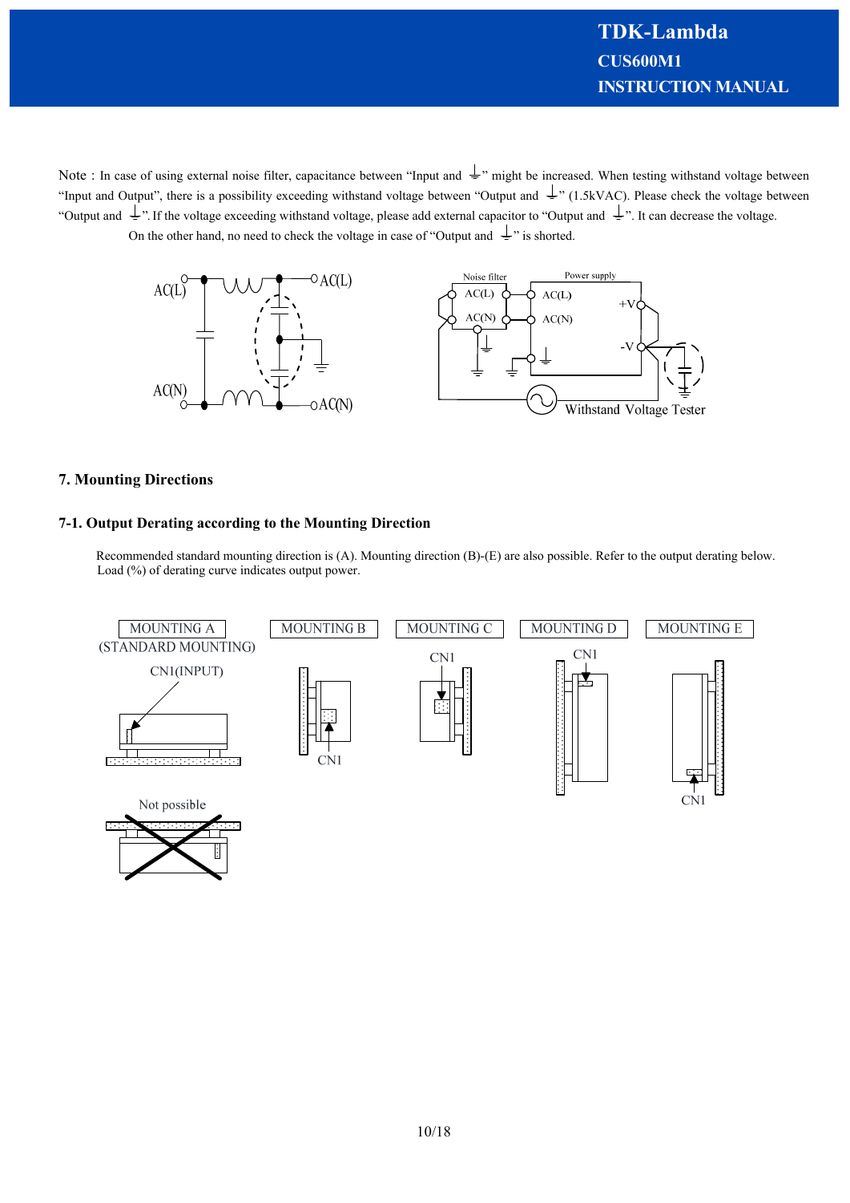Note : In case of using external noise filter, capacitance between “Input and ⏚” might be increased. When testing withstand voltage between “Input and Output”, there is a possibility exceeding withstand voltage between “Output and ⏚” (1.5kVAC). Please check the voltage between “Output and ⏚”. If the voltage exceeding withstand voltage, please add external capacitor to “Output and ⏚”. It can decrease the voltage. On the other hand, no need to check the voltage in case of “Output and ⏚” is shorted.

AC(L)

AC(N)

AC(L)

AC(N)

Noise filter

Power supply

AC(L)

AC(N)

AC(L)

AC(N)

+V

-V

Withstand Voltage Tester

## 7. Mounting Directions

### 7-1. Output Derating according to the Mounting Direction

Recommended standard mounting direction is (A). Mounting direction (B)-(E) are also possible. Refer to the output derating below. Load (%) of derating curve indicates output power.

MOUNTING A (STANDARD MOUNTING)

CN1(INPUT)

MOUNTING B

CN1

MOUNTING C

CN1

MOUNTING D

CN1

MOUNTING E

CN1

Not possible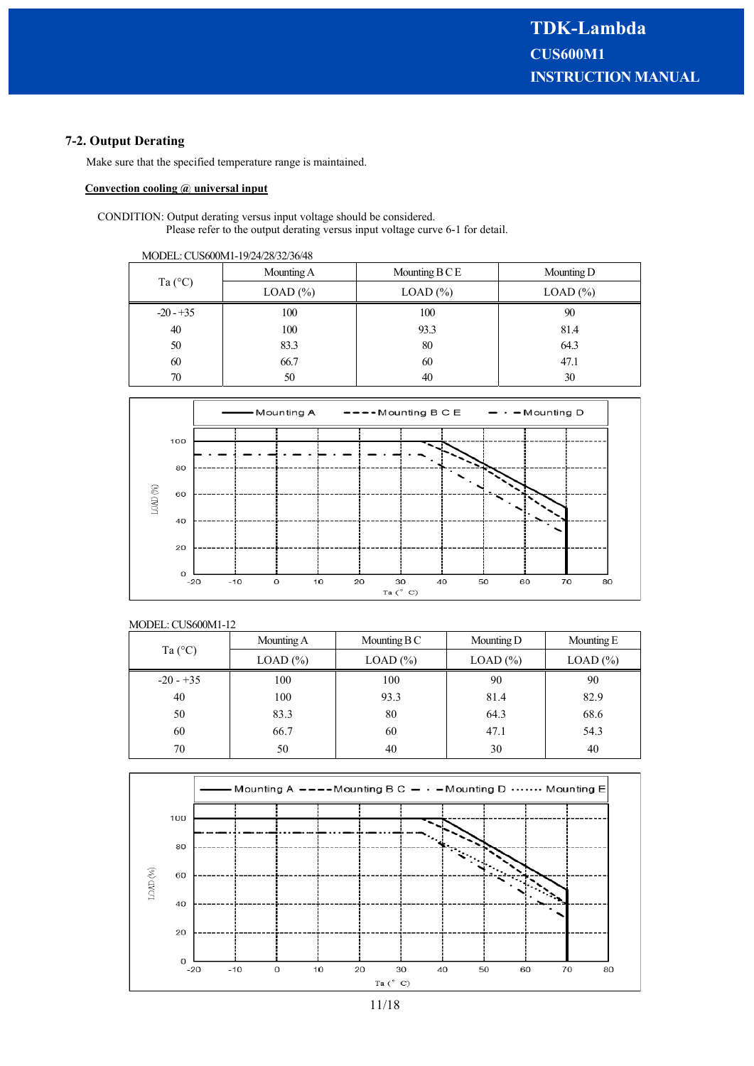## 7-2. Output Derating

Make sure that the specified temperature range is maintained.

**Convection cooling @ universal input**

CONDITION: Output derating versus input voltage should be considered.
Please refer to the output derating versus input voltage curve 6-1 for detail.

MODEL: CUS600M1-19/24/28/32/36/48

| Ta (°C) | Mounting A | Mounting B C E | Mounting D |
|---|---|---|---|
| | LOAD (%) | LOAD (%) | LOAD (%) |
| -20 - +35 | 100 | 100 | 90 |
| 40 | 100 | 93.3 | 81.4 |
| 50 | 83.3 | 80 | 64.3 |
| 60 | 66.7 | 60 | 47.1 |
| 70 | 50 | 40 | 30 |

Mounting A
Mounting B C E
Mounting D

LOAD (%)
0 20 40 60 80 100
Ta (° C)
-20 -10 0 10 20 30 40 50 60 70 80

MODEL: CUS600M1-12

| Ta (°C) | Mounting A | Mounting B C | Mounting D | Mounting E |
|---|---|---|---|---|
| | LOAD (%) | LOAD (%) | LOAD (%) | LOAD (%) |
| -20 - +35 | 100 | 100 | 90 | 90 |
| 40 | 100 | 93.3 | 81.4 | 82.9 |
| 50 | 83.3 | 80 | 64.3 | 68.6 |
| 60 | 66.7 | 60 | 47.1 | 54.3 |
| 70 | 50 | 40 | 30 | 40 |

Mounting A
Mounting B C
Mounting D
Mounting E

LOAD (%)
0 20 40 60 80 100
Ta (° C)
-20 -10 0 10 20 30 40 50 60 70 80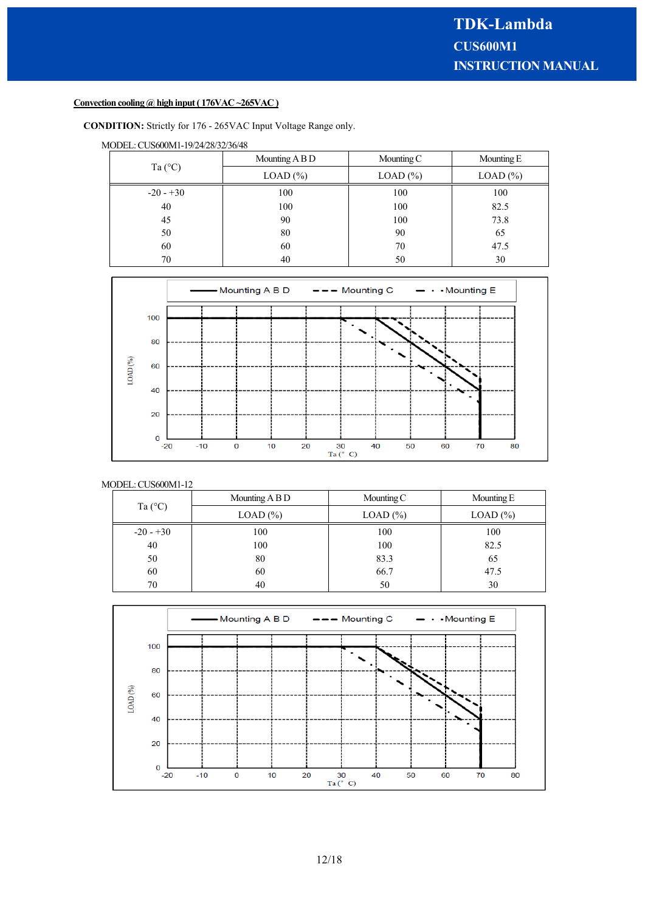**Convection cooling @ high input ( 176VAC ~265VAC )**

**CONDITION:** Strictly for 176 - 265VAC Input Voltage Range only.

MODEL: CUS600M1-19/24/28/32/36/48

| Ta (°C) | Mounting A B D | Mounting C | Mounting E |
|---|---|---|---|
| | LOAD (%) | LOAD (%) | LOAD (%) |
| -20 - +30 | 100 | 100 | 100 |
| 40 | 100 | 100 | 82.5 |
| 45 | 90 | 100 | 73.8 |
| 50 | 80 | 90 | 65 |
| 60 | 60 | 70 | 47.5 |
| 70 | 40 | 50 | 30 |

Mounting A B D
Mounting C
Mounting E
LOAD (%)
100
80
60
40
20
0
-20 -10 0 10 20 30 40 50 60 70 80
Ta (° C)

MODEL: CUS600M1-12

| Ta (°C) | Mounting A B D | Mounting C | Mounting E |
|---|---|---|---|
| | LOAD (%) | LOAD (%) | LOAD (%) |
| -20 - +30 | 100 | 100 | 100 |
| 40 | 100 | 100 | 82.5 |
| 50 | 80 | 83.3 | 65 |
| 60 | 60 | 66.7 | 47.5 |
| 70 | 40 | 50 | 30 |

Mounting A B D
Mounting C
Mounting E
LOAD (%)
100
80
60
40
20
0
-20 -10 0 10 20 30 40 50 60 70 80
Ta (° C)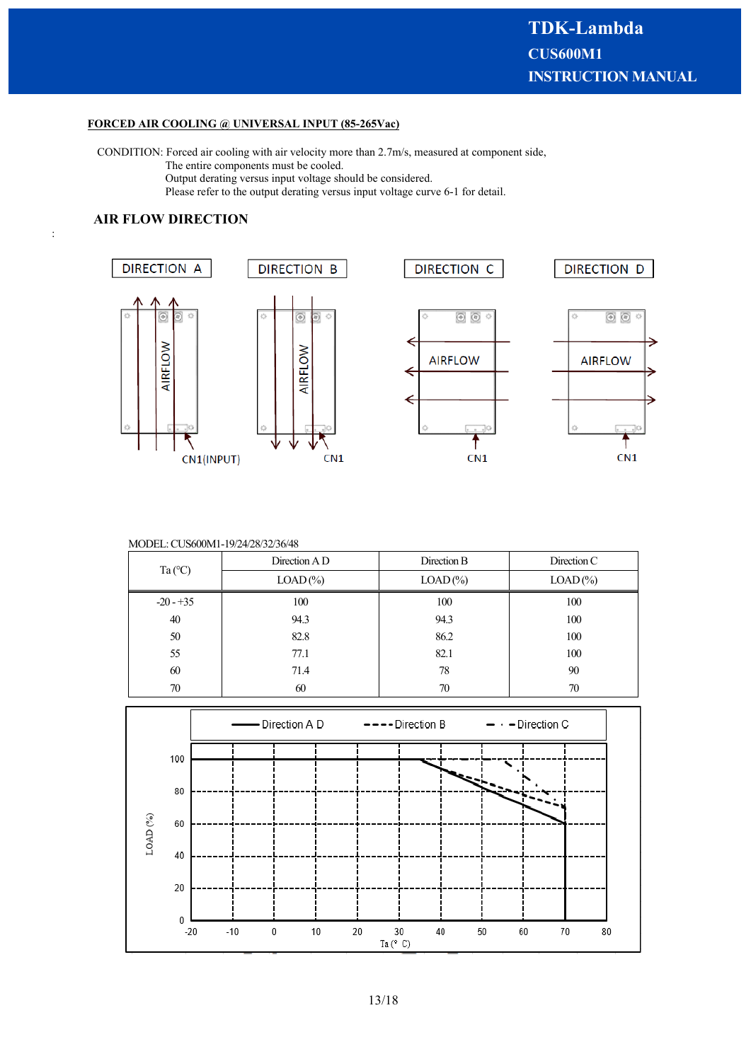**FORCED AIR COOLING @ UNIVERSAL INPUT (85-265Vac)**

CONDITION: Forced air cooling with air velocity more than 2.7m/s, measured at component side,
The entire components must be cooled.
Output derating versus input voltage should be considered.
Please refer to the output derating versus input voltage curve 6-1 for detail.

## AIR FLOW DIRECTION

DIRECTION A

AIRFLOW

CN1(INPUT)

DIRECTION B

AIRFLOW

CN1

DIRECTION C

AIRFLOW

CN1

DIRECTION D

AIRFLOW

CN1

MODEL: CUS600M1-19/24/28/32/36/48

| Ta (°C) | Direction A D | Direction B | Direction C |
|---|---|---|---|
| | LOAD (%) | LOAD (%) | LOAD (%) |
| -20 - +35 | 100 | 100 | 100 |
| 40 | 94.3 | 94.3 | 100 |
| 50 | 82.8 | 86.2 | 100 |
| 55 | 77.1 | 82.1 | 100 |
| 60 | 71.4 | 78 | 90 |
| 70 | 60 | 70 | 70 |

Direction A D
Direction B
Direction C

LOAD (%)

100
80
60
40
20
0

-20 -10 0 10 20 30 40 50 60 70 80

Ta (° C)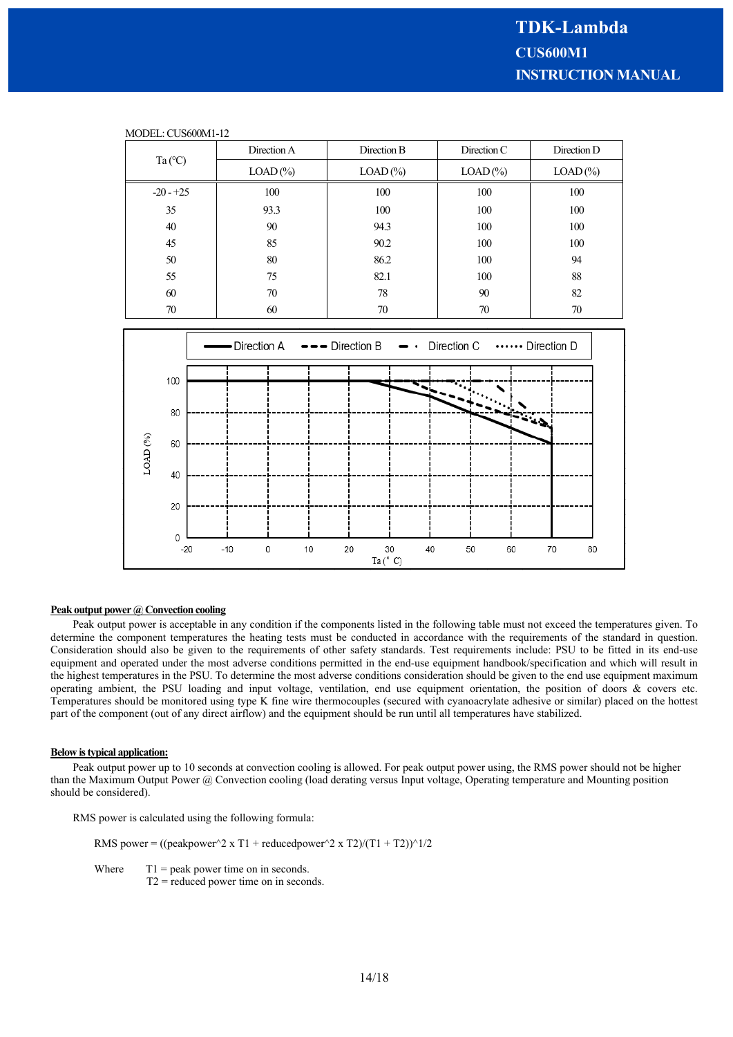MODEL: CUS600M1-12

| Ta (°C) | Direction A | Direction B | Direction C | Direction D |
|---|---|---|---|---|
| | LOAD (%) | LOAD (%) | LOAD (%) | LOAD (%) |
| -20 - +25 | 100 | 100 | 100 | 100 |
| 35 | 93.3 | 100 | 100 | 100 |
| 40 | 90 | 94.3 | 100 | 100 |
| 45 | 85 | 90.2 | 100 | 100 |
| 50 | 80 | 86.2 | 100 | 94 |
| 55 | 75 | 82.1 | 100 | 88 |
| 60 | 70 | 78 | 90 | 82 |
| 70 | 60 | 70 | 70 | 70 |

Direction A
Direction B
Direction C
Direction D

LOAD (%)

100
80
60
40
20
0

-20 -10 0 10 20 30 40 50 60 70 80

Ta ( ° C)

**Peak output power @ Convection cooling**

Peak output power is acceptable in any condition if the components listed in the following table must not exceed the temperatures given. To determine the component temperatures the heating tests must be conducted in accordance with the requirements of the standard in question. Consideration should also be given to the requirements of other safety standards. Test requirements include: PSU to be fitted in its end-use equipment and operated under the most adverse conditions permitted in the end-use equipment handbook/specification and which will result in the highest temperatures in the PSU. To determine the most adverse conditions consideration should be given to the end use equipment maximum operating ambient, the PSU loading and input voltage, ventilation, end use equipment orientation, the position of doors & covers etc. Temperatures should be monitored using type K fine wire thermocouples (secured with cyanoacrylate adhesive or similar) placed on the hottest part of the component (out of any direct airflow) and the equipment should be run until all temperatures have stabilized.

**Below is typical application:**

Peak output power up to 10 seconds at convection cooling is allowed. For peak output power using, the RMS power should not be higher than the Maximum Output Power @ Convection cooling (load derating versus Input voltage, Operating temperature and Mounting position should be considered).

RMS power is calculated using the following formula:

RMS power = ((peakpower^2 x T1 + reducedpower^2 x T2)/(T1 + T2))^1/2

Where T1 = peak power time on in seconds.
T2 = reduced power time on in seconds.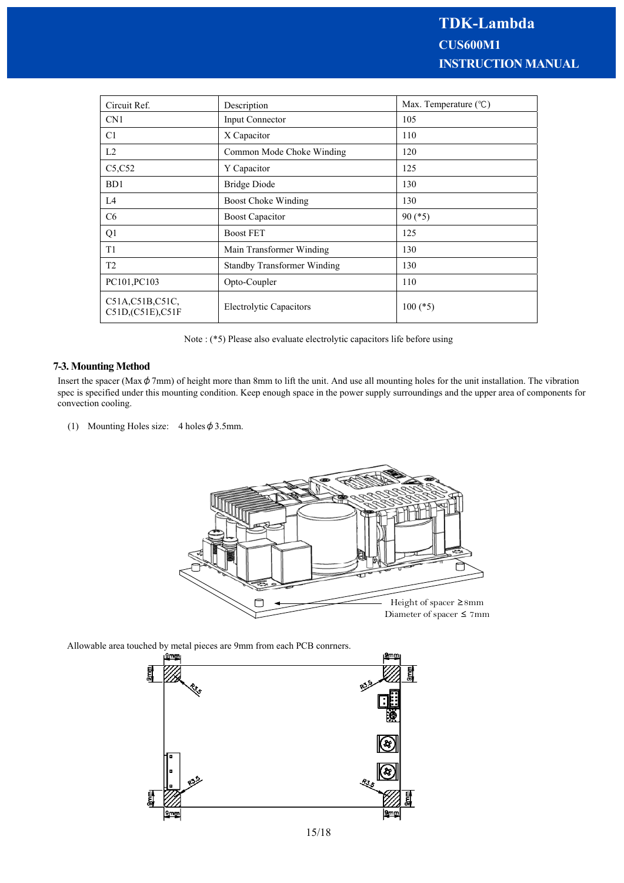| Circuit Ref. | Description | Max. Temperature (℃) |
|---|---|---|
| CN1 | Input Connector | 105 |
| C1 | X Capacitor | 110 |
| L2 | Common Mode Choke Winding | 120 |
| C5,C52 | Y Capacitor | 125 |
| BD1 | Bridge Diode | 130 |
| L4 | Boost Choke Winding | 130 |
| C6 | Boost Capacitor | 90 (*5) |
| Q1 | Boost FET | 125 |
| T1 | Main Transformer Winding | 130 |
| T2 | Standby Transformer Winding | 130 |
| PC101,PC103 | Opto-Coupler | 110 |
| C51A,C51B,C51C, C51D,(C51E),C51F | Electrolytic Capacitors | 100 (*5) |

Note : (*5) Please also evaluate electrolytic capacitors life before using

## 7-3. Mounting Method

Insert the spacer (Max ϕ 7mm) of height more than 8mm to lift the unit. And use all mounting holes for the unit installation. The vibration spec is specified under this mounting condition. Keep enough space in the power supply surroundings and the upper area of components for convection cooling.

(1) Mounting Holes size: 4 holes ϕ 3.5mm.

Height of spacer ≥ 8mm
Diameter of spacer ≤ 7mm

Allowable area touched by metal pieces are 9mm from each PCB conrners.

9mm
9mm
R3.5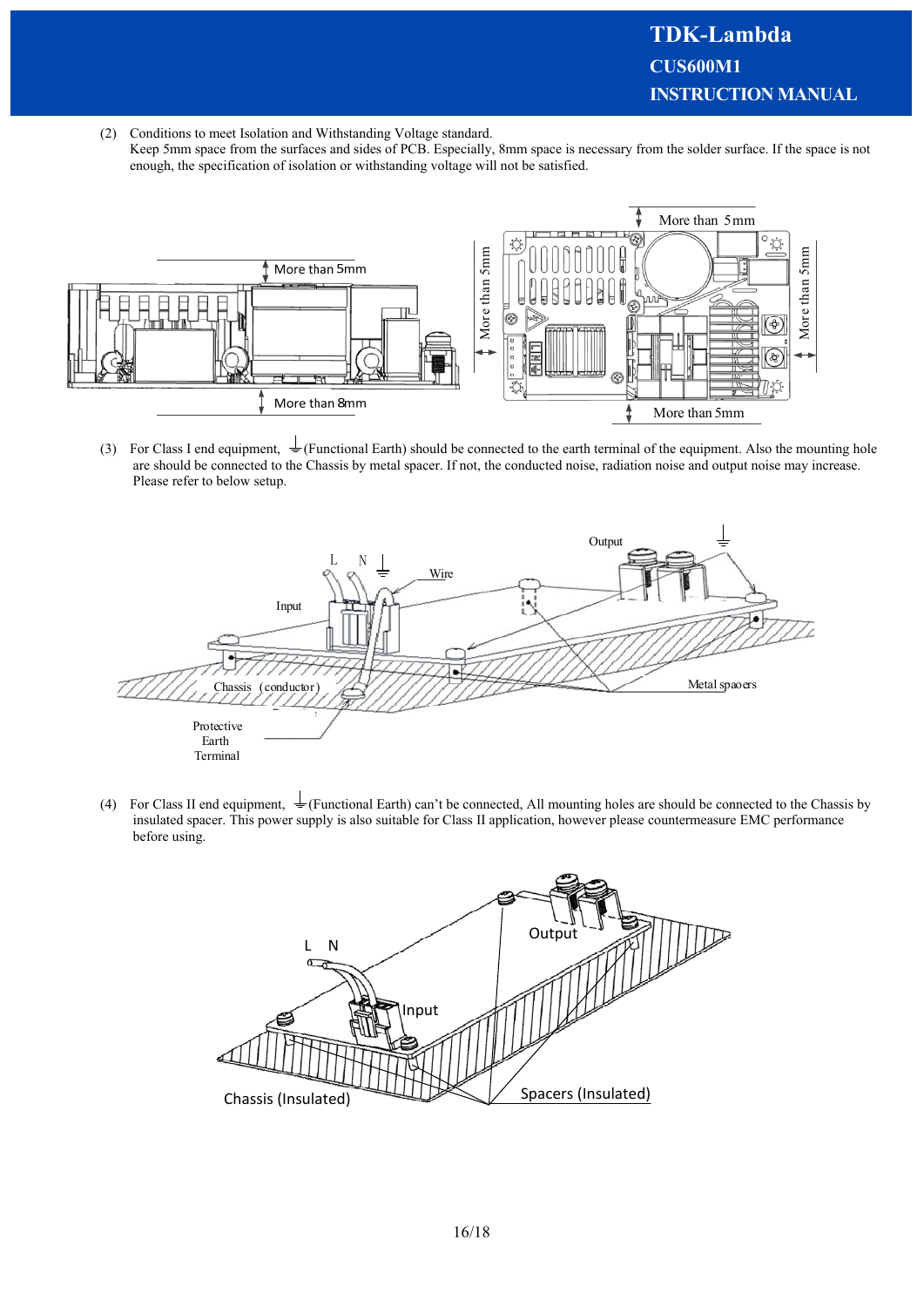(2) Conditions to meet Isolation and Withstanding Voltage standard.
Keep 5mm space from the surfaces and sides of PCB. Especially, 8mm space is necessary from the solder surface. If the space is not enough, the specification of isolation or withstanding voltage will not be satisfied.

More than 5mm

More than 8mm

More than 5mm

More than 5mm

More than 5mm

More than 5mm

(3) For Class I end equipment, ⏚(Functional Earth) should be connected to the earth terminal of the equipment. Also the mounting hole are should be connected to the Chassis by metal spacer. If not, the conducted noise, radiation noise and output noise may increase. Please refer to below setup.

L N ⏚

Wire

Input

Output

⏚

Chassis (conductor)

Metal spacers

Protective Earth Terminal

(4) For Class II end equipment, ⏚(Functional Earth) can't be connected, All mounting holes are should be connected to the Chassis by insulated spacer. This power supply is also suitable for Class II application, however please countermeasure EMC performance before using.

L N

Output

Input

Chassis (Insulated)

Spacers (Insulated)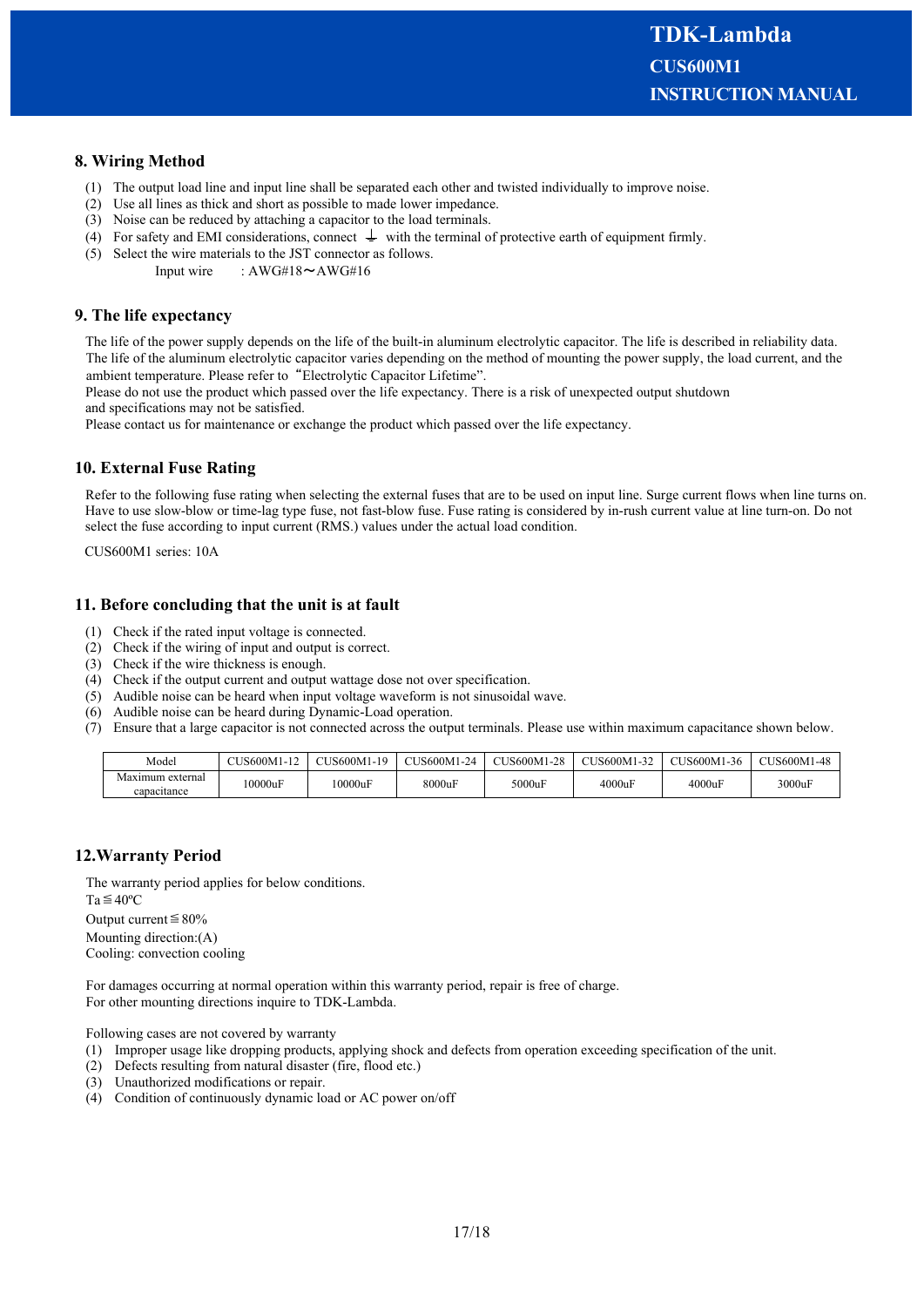## 8. Wiring Method

(1) The output load line and input line shall be separated each other and twisted individually to improve noise.
(2) Use all lines as thick and short as possible to made lower impedance.
(3) Noise can be reduced by attaching a capacitor to the load terminals.
(4) For safety and EMI considerations, connect ⏚ with the terminal of protective earth of equipment firmly.
(5) Select the wire materials to the JST connector as follows.

Input wire : AWG#18～AWG#16

## 9. The life expectancy

The life of the power supply depends on the life of the built-in aluminum electrolytic capacitor. The life is described in reliability data. The life of the aluminum electrolytic capacitor varies depending on the method of mounting the power supply, the load current, and the ambient temperature. Please refer to "Electrolytic Capacitor Lifetime".
Please do not use the product which passed over the life expectancy. There is a risk of unexpected output shutdown and specifications may not be satisfied.
Please contact us for maintenance or exchange the product which passed over the life expectancy.

## 10. External Fuse Rating

Refer to the following fuse rating when selecting the external fuses that are to be used on input line. Surge current flows when line turns on. Have to use slow-blow or time-lag type fuse, not fast-blow fuse. Fuse rating is considered by in-rush current value at line turn-on. Do not select the fuse according to input current (RMS.) values under the actual load condition.

CUS600M1 series: 10A

## 11. Before concluding that the unit is at fault

(1) Check if the rated input voltage is connected.
(2) Check if the wiring of input and output is correct.
(3) Check if the wire thickness is enough.
(4) Check if the output current and output wattage dose not over specification.
(5) Audible noise can be heard when input voltage waveform is not sinusoidal wave.
(6) Audible noise can be heard during Dynamic-Load operation.
(7) Ensure that a large capacitor is not connected across the output terminals. Please use within maximum capacitance shown below.

| Model | CUS600M1-12 | CUS600M1-19 | CUS600M1-24 | CUS600M1-28 | CUS600M1-32 | CUS600M1-36 | CUS600M1-48 |
|---|---|---|---|---|---|---|---|
| Maximum external capacitance | 10000uF | 10000uF | 8000uF | 5000uF | 4000uF | 4000uF | 3000uF |

## 12.Warranty Period

The warranty period applies for below conditions.
Ta≦40ºC
Output current≦80%
Mounting direction:(A)
Cooling: convection cooling

For damages occurring at normal operation within this warranty period, repair is free of charge.
For other mounting directions inquire to TDK-Lambda.

Following cases are not covered by warranty
(1) Improper usage like dropping products, applying shock and defects from operation exceeding specification of the unit.
(2) Defects resulting from natural disaster (fire, flood etc.)
(3) Unauthorized modifications or repair.
(4) Condition of continuously dynamic load or AC power on/off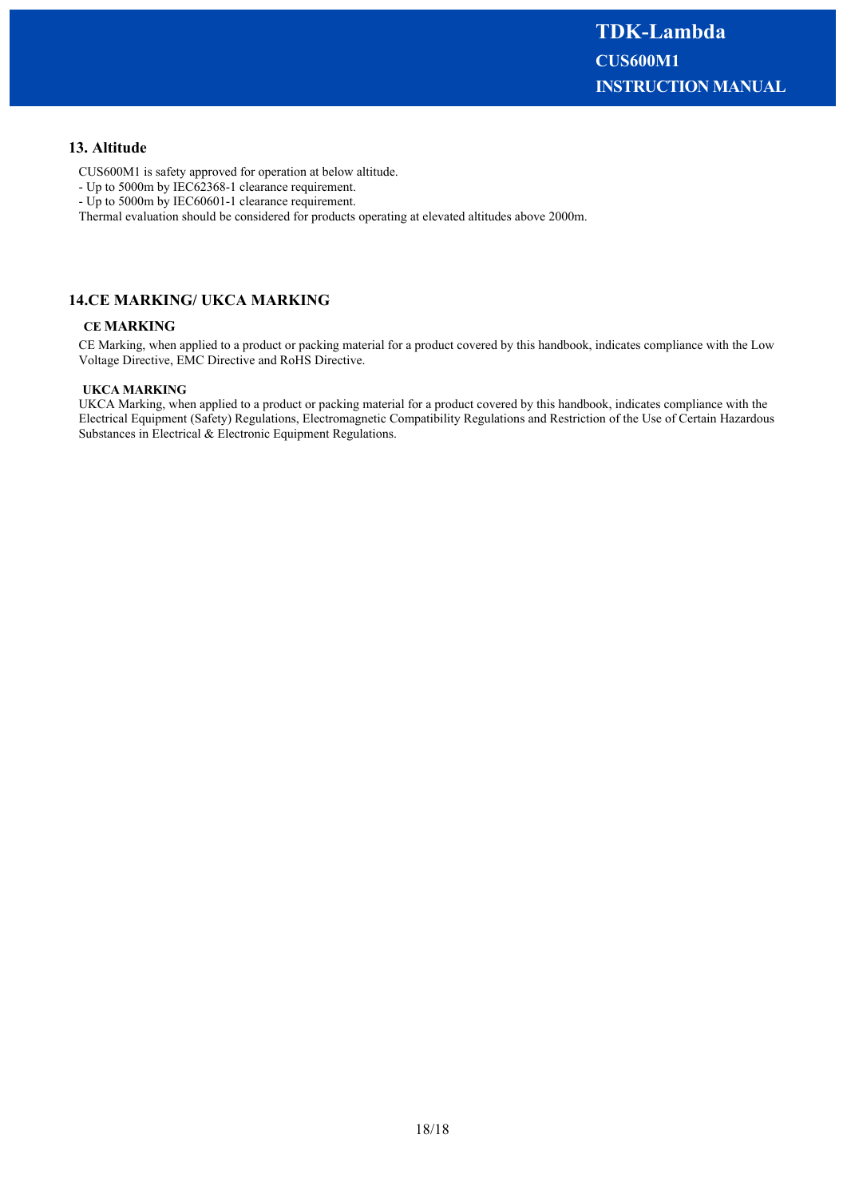## 13. Altitude

CUS600M1 is safety approved for operation at below altitude.
- Up to 5000m by IEC62368-1 clearance requirement.
- Up to 5000m by IEC60601-1 clearance requirement.

Thermal evaluation should be considered for products operating at elevated altitudes above 2000m.

## 14.CE MARKING/ UKCA MARKING

### CE MARKING

CE Marking, when applied to a product or packing material for a product covered by this handbook, indicates compliance with the Low Voltage Directive, EMC Directive and RoHS Directive.

### UKCA MARKING

UKCA Marking, when applied to a product or packing material for a product covered by this handbook, indicates compliance with the Electrical Equipment (Safety) Regulations, Electromagnetic Compatibility Regulations and Restriction of the Use of Certain Hazardous Substances in Electrical & Electronic Equipment Regulations.